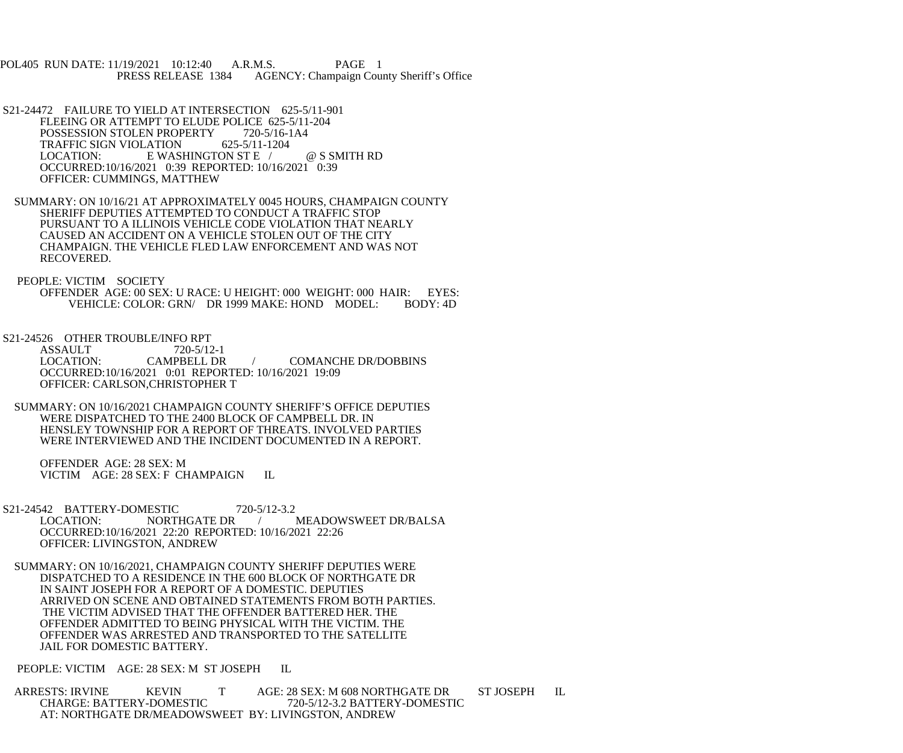POL405 RUN DATE: 11/19/2021 10:12:40 A.R.M.S. PAGE 1
PRESS RELEASE 1384 AGENCY: Champaign County Sheriff's Office

S21-24472 FAILURE TO YIELD AT INTERSECTION 625-5/11-901
FLEEING OR ATTEMPT TO ELUDE POLICE 625-5/11-204
POSSESSION STOLEN PROPERTY 720-5/16-1A4
TRAFFIC SIGN VIOLATION 625-5/11-1204
LOCATION: E WASHINGTON ST E / @ S SMITH RD
OCCURRED:10/16/2021 0:39 REPORTED: 10/16/2021 0:39
OFFICER: CUMMINGS, MATTHEW

SUMMARY: ON 10/16/21 AT APPROXIMATELY 0045 HOURS, CHAMPAIGN COUNTY SHERIFF DEPUTIES ATTEMPTED TO CONDUCT A TRAFFIC STOP PURSUANT TO A ILLINOIS VEHICLE CODE VIOLATION THAT NEARLY CAUSED AN ACCIDENT ON A VEHICLE STOLEN OUT OF THE CITY CHAMPAIGN. THE VEHICLE FLED LAW ENFORCEMENT AND WAS NOT RECOVERED.

PEOPLE: VICTIM SOCIETY
OFFENDER AGE: 00 SEX: U RACE: U HEIGHT: 000 WEIGHT: 000 HAIR: EYES:
VEHICLE: COLOR: GRN/ DR 1999 MAKE: HOND MODEL: BODY: 4D

S21-24526 OTHER TROUBLE/INFO RPT
ASSAULT 720-5/12-1
LOCATION: CAMPBELL DR / COMANCHE DR/DOBBINS
OCCURRED:10/16/2021 0:01 REPORTED: 10/16/2021 19:09
OFFICER: CARLSON,CHRISTOPHER T

SUMMARY: ON 10/16/2021 CHAMPAIGN COUNTY SHERIFF'S OFFICE DEPUTIES WERE DISPATCHED TO THE 2400 BLOCK OF CAMPBELL DR. IN HENSLEY TOWNSHIP FOR A REPORT OF THREATS. INVOLVED PARTIES WERE INTERVIEWED AND THE INCIDENT DOCUMENTED IN A REPORT.

OFFENDER AGE: 28 SEX: M
VICTIM AGE: 28 SEX: F CHAMPAIGN IL

S21-24542 BATTERY-DOMESTIC 720-5/12-3.2
LOCATION: NORTHGATE DR / MEADOWSWEET DR/BALSA
OCCURRED:10/16/2021 22:20 REPORTED: 10/16/2021 22:26
OFFICER: LIVINGSTON, ANDREW

SUMMARY: ON 10/16/2021, CHAMPAIGN COUNTY SHERIFF DEPUTIES WERE DISPATCHED TO A RESIDENCE IN THE 600 BLOCK OF NORTHGATE DR IN SAINT JOSEPH FOR A REPORT OF A DOMESTIC. DEPUTIES ARRIVED ON SCENE AND OBTAINED STATEMENTS FROM BOTH PARTIES. THE VICTIM ADVISED THAT THE OFFENDER BATTERED HER. THE OFFENDER ADMITTED TO BEING PHYSICAL WITH THE VICTIM. THE OFFENDER WAS ARRESTED AND TRANSPORTED TO THE SATELLITE JAIL FOR DOMESTIC BATTERY.

PEOPLE: VICTIM AGE: 28 SEX: M ST JOSEPH IL

ARRESTS: IRVINE KEVIN T AGE: 28 SEX: M 608 NORTHGATE DR ST JOSEPH IL
CHARGE: BATTERY-DOMESTIC 720-5/12-3.2 BATTERY-DOMESTIC
AT: NORTHGATE DR/MEADOWSWEET BY: LIVINGSTON, ANDREW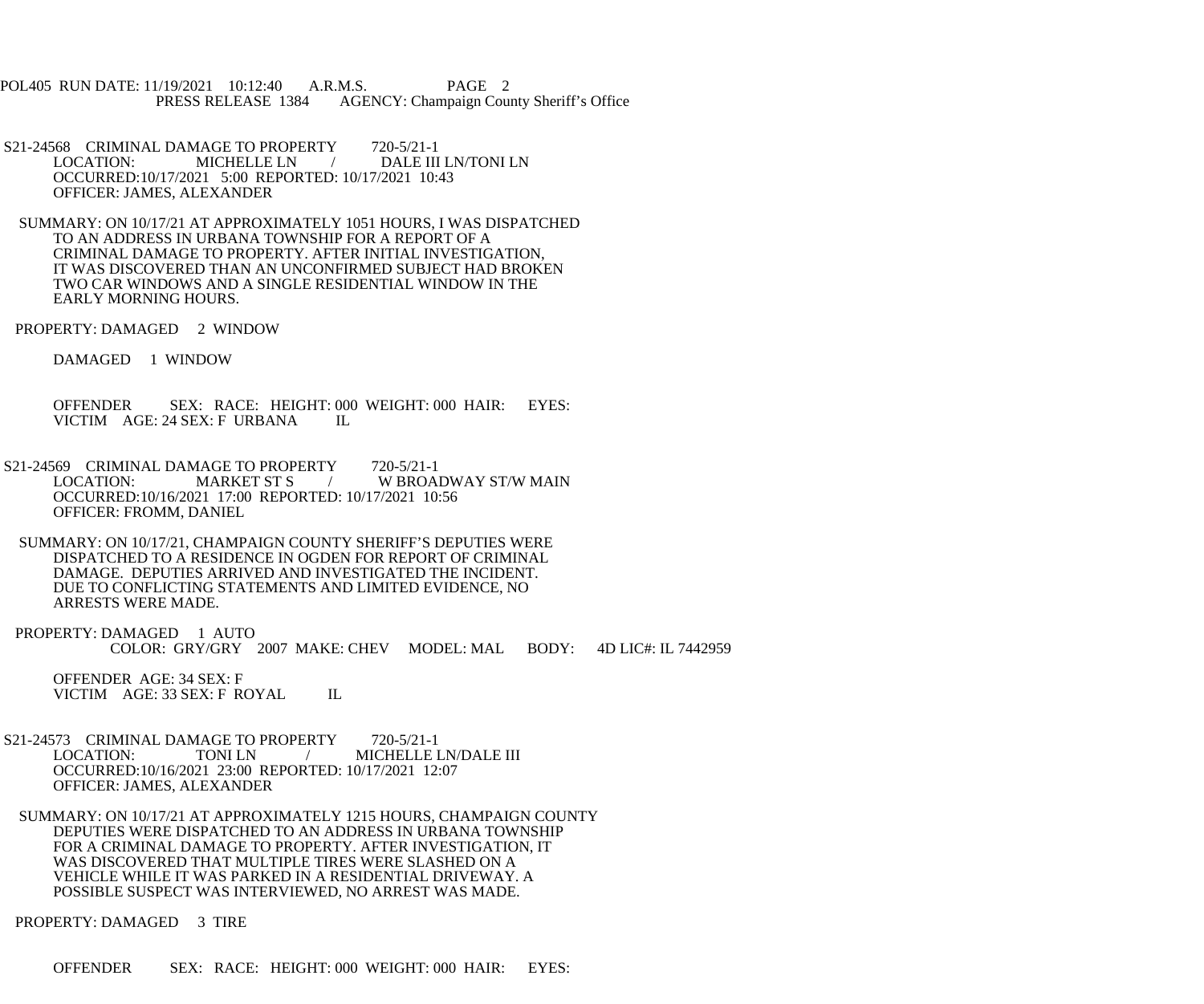S21-24568 CRIMINAL DAMAGE TO PROPERTY 720-5/21-1
LOCATION: MICHELLE LN / DALE III LN/TONI LN
OCCURRED:10/17/2021 5:00 REPORTED: 10/17/2021 10:43
OFFICER: JAMES, ALEXANDER

SUMMARY: ON 10/17/21 AT APPROXIMATELY 1051 HOURS, I WAS DISPATCHED TO AN ADDRESS IN URBANA TOWNSHIP FOR A REPORT OF A CRIMINAL DAMAGE TO PROPERTY. AFTER INITIAL INVESTIGATION, IT WAS DISCOVERED THAN AN UNCONFIRMED SUBJECT HAD BROKEN TWO CAR WINDOWS AND A SINGLE RESIDENTIAL WINDOW IN THE EARLY MORNING HOURS.

PROPERTY: DAMAGED 2 WINDOW

DAMAGED 1 WINDOW

OFFENDER SEX: RACE: HEIGHT: 000 WEIGHT: 000 HAIR: EYES:
VICTIM AGE: 24 SEX: F URBANA IL

S21-24569 CRIMINAL DAMAGE TO PROPERTY 720-5/21-1
LOCATION: MARKET ST S / W BROADWAY ST/W MAIN
OCCURRED:10/16/2021 17:00 REPORTED: 10/17/2021 10:56
OFFICER: FROMM, DANIEL

SUMMARY: ON 10/17/21, CHAMPAIGN COUNTY SHERIFF'S DEPUTIES WERE DISPATCHED TO A RESIDENCE IN OGDEN FOR REPORT OF CRIMINAL DAMAGE. DEPUTIES ARRIVED AND INVESTIGATED THE INCIDENT. DUE TO CONFLICTING STATEMENTS AND LIMITED EVIDENCE, NO ARRESTS WERE MADE.

PROPERTY: DAMAGED 1 AUTO
COLOR: GRY/GRY 2007 MAKE: CHEV MODEL: MAL BODY: 4D LIC#: IL 7442959

OFFENDER AGE: 34 SEX: F
VICTIM AGE: 33 SEX: F ROYAL IL

S21-24573 CRIMINAL DAMAGE TO PROPERTY 720-5/21-1
LOCATION: TONI LN / MICHELLE LN/DALE III
OCCURRED:10/16/2021 23:00 REPORTED: 10/17/2021 12:07
OFFICER: JAMES, ALEXANDER

SUMMARY: ON 10/17/21 AT APPROXIMATELY 1215 HOURS, CHAMPAIGN COUNTY DEPUTIES WERE DISPATCHED TO AN ADDRESS IN URBANA TOWNSHIP FOR A CRIMINAL DAMAGE TO PROPERTY. AFTER INVESTIGATION, IT WAS DISCOVERED THAT MULTIPLE TIRES WERE SLASHED ON A VEHICLE WHILE IT WAS PARKED IN A RESIDENTIAL DRIVEWAY. A POSSIBLE SUSPECT WAS INTERVIEWED, NO ARREST WAS MADE.

PROPERTY: DAMAGED 3 TIRE

OFFENDER SEX: RACE: HEIGHT: 000 WEIGHT: 000 HAIR: EYES: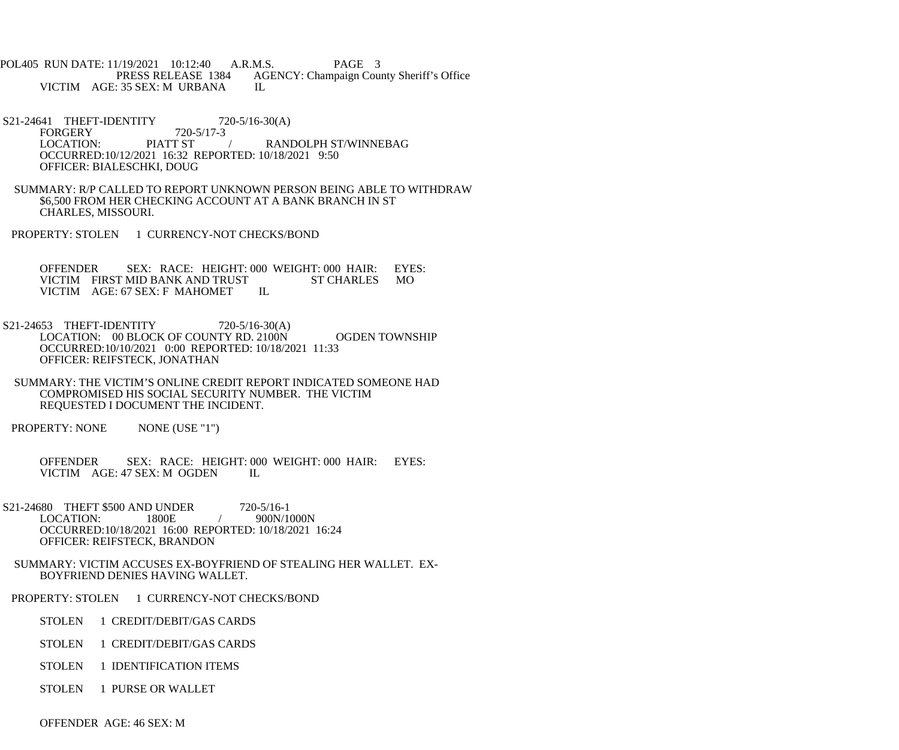POL405 RUN DATE: 11/19/2021 10:12:40 A.R.M.S. PAGE 3
PRESS RELEASE 1384 AGENCY: Champaign County Sheriff's Office

VICTIM AGE: 35 SEX: M URBANA IL

S21-24641 THEFT-IDENTITY 720-5/16-30(A)
FORGERY 720-5/17-3
LOCATION: PIATT ST / RANDOLPH ST/WINNEBAG
OCCURRED:10/12/2021 16:32 REPORTED: 10/18/2021 9:50
OFFICER: BIALESCHKI, DOUG

SUMMARY: R/P CALLED TO REPORT UNKNOWN PERSON BEING ABLE TO WITHDRAW $6,500 FROM HER CHECKING ACCOUNT AT A BANK BRANCH IN ST CHARLES, MISSOURI.

PROPERTY: STOLEN 1 CURRENCY-NOT CHECKS/BOND

OFFENDER SEX: RACE: HEIGHT: 000 WEIGHT: 000 HAIR: EYES:
VICTIM FIRST MID BANK AND TRUST ST CHARLES MO
VICTIM AGE: 67 SEX: F MAHOMET IL

S21-24653 THEFT-IDENTITY 720-5/16-30(A)
LOCATION: 00 BLOCK OF COUNTY RD. 2100N OGDEN TOWNSHIP
OCCURRED:10/10/2021 0:00 REPORTED: 10/18/2021 11:33
OFFICER: REIFSTECK, JONATHAN

SUMMARY: THE VICTIM'S ONLINE CREDIT REPORT INDICATED SOMEONE HAD COMPROMISED HIS SOCIAL SECURITY NUMBER. THE VICTIM REQUESTED I DOCUMENT THE INCIDENT.

PROPERTY: NONE NONE (USE "1")

OFFENDER SEX: RACE: HEIGHT: 000 WEIGHT: 000 HAIR: EYES:
VICTIM AGE: 47 SEX: M OGDEN IL

S21-24680 THEFT $500 AND UNDER 720-5/16-1
LOCATION: 1800E / 900N/1000N
OCCURRED:10/18/2021 16:00 REPORTED: 10/18/2021 16:24
OFFICER: REIFSTECK, BRANDON

SUMMARY: VICTIM ACCUSES EX-BOYFRIEND OF STEALING HER WALLET. EX-BOYFRIEND DENIES HAVING WALLET.

PROPERTY: STOLEN 1 CURRENCY-NOT CHECKS/BOND

STOLEN 1 CREDIT/DEBIT/GAS CARDS

STOLEN 1 CREDIT/DEBIT/GAS CARDS

STOLEN 1 IDENTIFICATION ITEMS

STOLEN 1 PURSE OR WALLET

OFFENDER AGE: 46 SEX: M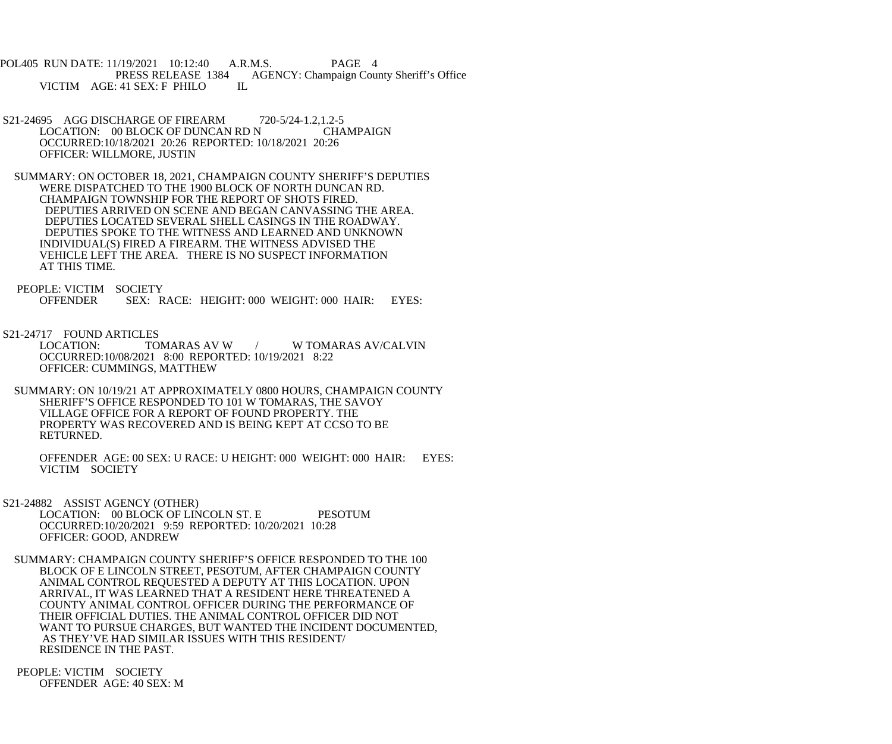VICTIM AGE: 41 SEX: F PHILO IL

S21-24695 AGG DISCHARGE OF FIREARM 720-5/24-1.2,1.2-5
LOCATION: 00 BLOCK OF DUNCAN RD N CHAMPAIGN
OCCURRED:10/18/2021 20:26 REPORTED: 10/18/2021 20:26
OFFICER: WILLMORE, JUSTIN

SUMMARY: ON OCTOBER 18, 2021, CHAMPAIGN COUNTY SHERIFF'S DEPUTIES WERE DISPATCHED TO THE 1900 BLOCK OF NORTH DUNCAN RD. CHAMPAIGN TOWNSHIP FOR THE REPORT OF SHOTS FIRED. DEPUTIES ARRIVED ON SCENE AND BEGAN CANVASSING THE AREA. DEPUTIES LOCATED SEVERAL SHELL CASINGS IN THE ROADWAY. DEPUTIES SPOKE TO THE WITNESS AND LEARNED AND UNKNOWN INDIVIDUAL(S) FIRED A FIREARM. THE WITNESS ADVISED THE VEHICLE LEFT THE AREA. THERE IS NO SUSPECT INFORMATION AT THIS TIME.

PEOPLE: VICTIM SOCIETY
OFFENDER SEX: RACE: HEIGHT: 000 WEIGHT: 000 HAIR: EYES:

S21-24717 FOUND ARTICLES
LOCATION: TOMARAS AV W / W TOMARAS AV/CALVIN
OCCURRED:10/08/2021 8:00 REPORTED: 10/19/2021 8:22
OFFICER: CUMMINGS, MATTHEW

SUMMARY: ON 10/19/21 AT APPROXIMATELY 0800 HOURS, CHAMPAIGN COUNTY SHERIFF'S OFFICE RESPONDED TO 101 W TOMARAS, THE SAVOY VILLAGE OFFICE FOR A REPORT OF FOUND PROPERTY. THE PROPERTY WAS RECOVERED AND IS BEING KEPT AT CCSO TO BE RETURNED.

OFFENDER AGE: 00 SEX: U RACE: U HEIGHT: 000 WEIGHT: 000 HAIR: EYES:
VICTIM SOCIETY

S21-24882 ASSIST AGENCY (OTHER)
LOCATION: 00 BLOCK OF LINCOLN ST. E PESOTUM
OCCURRED:10/20/2021 9:59 REPORTED: 10/20/2021 10:28
OFFICER: GOOD, ANDREW

SUMMARY: CHAMPAIGN COUNTY SHERIFF'S OFFICE RESPONDED TO THE 100 BLOCK OF E LINCOLN STREET, PESOTUM, AFTER CHAMPAIGN COUNTY ANIMAL CONTROL REQUESTED A DEPUTY AT THIS LOCATION. UPON ARRIVAL, IT WAS LEARNED THAT A RESIDENT HERE THREATENED A COUNTY ANIMAL CONTROL OFFICER DURING THE PERFORMANCE OF THEIR OFFICIAL DUTIES. THE ANIMAL CONTROL OFFICER DID NOT WANT TO PURSUE CHARGES, BUT WANTED THE INCIDENT DOCUMENTED, AS THEY'VE HAD SIMILAR ISSUES WITH THIS RESIDENT/ RESIDENCE IN THE PAST.

PEOPLE: VICTIM SOCIETY
OFFENDER AGE: 40 SEX: M